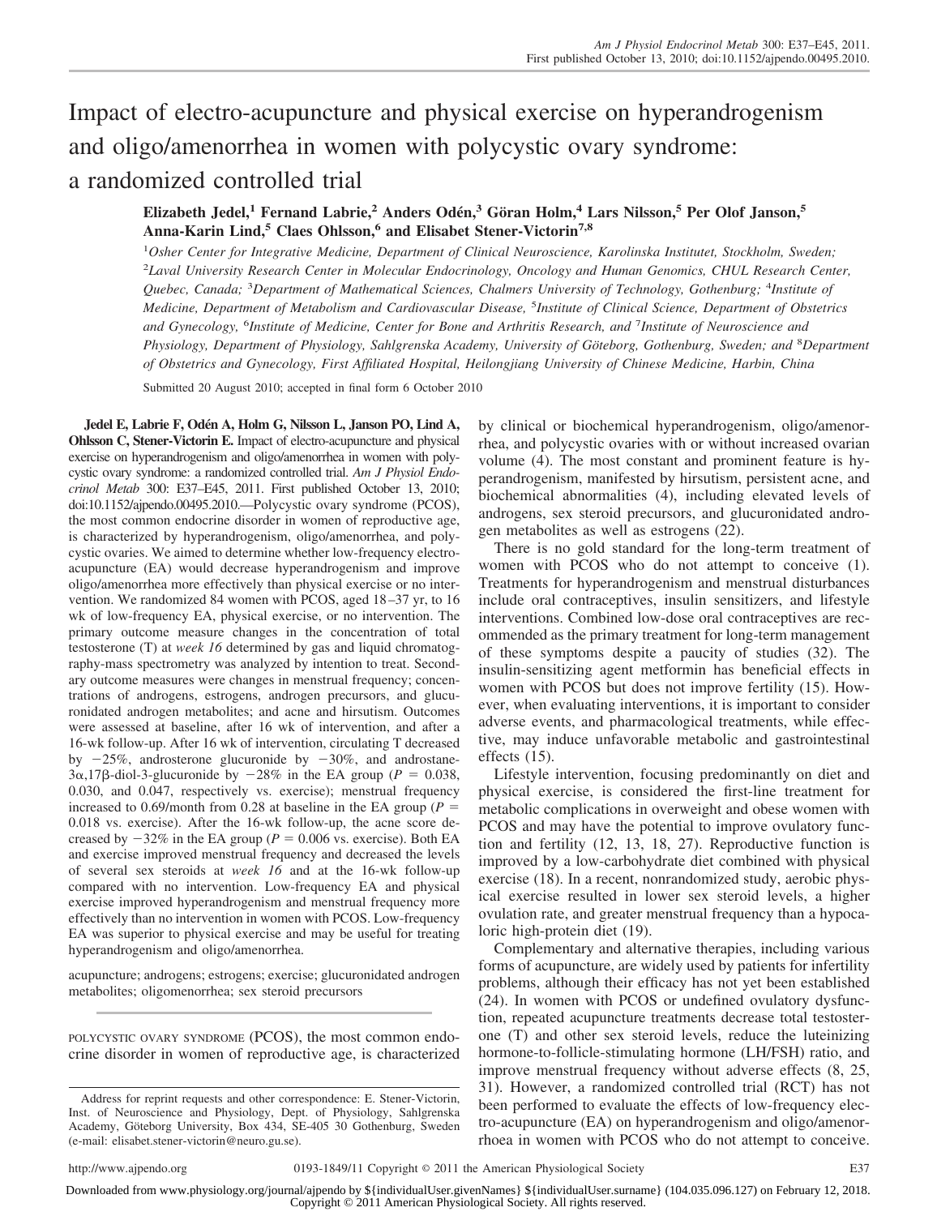# Impact of electro-acupuncture and physical exercise on hyperandrogenism and oligo/amenorrhea in women with polycystic ovary syndrome: a randomized controlled trial

**Elizabeth Jedel,[1] Fernand Labrie,[2] Anders Odén,[3] Göran Holm,[4] Lars Nilsson,[5] Per Olof Janson,[5] Anna-Karin Lind,[5] Claes Ohlsson,[6] and Elisabet Stener-Victorin[7,8]**

[1]Osher Center for Integrative Medicine, Department of Clinical Neuroscience, Karolinska Institutet, Stockholm, Sweden; [2]Laval University Research Center in Molecular Endocrinology, Oncology and Human Genomics, CHUL Research Center, Quebec, Canada; [3]Department of Mathematical Sciences, Chalmers University of Technology, Gothenburg; [4]Institute of Medicine, Department of Metabolism and Cardiovascular Disease, [5]Institute of Clinical Science, Department of Obstetrics and Gynecology, [6]Institute of Medicine, Center for Bone and Arthritis Research, and [7]Institute of Neuroscience and Physiology, Department of Physiology, Sahlgrenska Academy, University of Göteborg, Gothenburg, Sweden; and [8]Department of Obstetrics and Gynecology, First Affiliated Hospital, Heilongjiang University of Chinese Medicine, Harbin, China

Submitted 20 August 2010; accepted in final form 6 October 2010

**Jedel E, Labrie F, Odén A, Holm G, Nilsson L, Janson PO, Lind A, Ohlsson C, Stener-Victorin E.** Impact of electro-acupuncture and physical exercise on hyperandrogenism and oligo/amenorrhea in women with polycystic ovary syndrome: a randomized controlled trial. *Am J Physiol Endocrinol Metab* 300: E37–E45, 2011. First published October 13, 2010; doi:10.1152/ajpendo.00495.2010.—Polycystic ovary syndrome (PCOS), the most common endocrine disorder in women of reproductive age, is characterized by hyperandrogenism, oligo/amenorrhea, and polycystic ovaries. We aimed to determine whether low-frequency electro-acupuncture (EA) would decrease hyperandrogenism and improve oligo/amenorrhea more effectively than physical exercise or no intervention. We randomized 84 women with PCOS, aged 18–37 yr, to 16 wk of low-frequency EA, physical exercise, or no intervention. The primary outcome measure changes in the concentration of total testosterone (T) at *week 16* determined by gas and liquid chromatography-mass spectrometry was analyzed by intention to treat. Secondary outcome measures were changes in menstrual frequency; concentrations of androgens, estrogens, androgen precursors, and glucuronidated androgen metabolites; and acne and hirsutism. Outcomes were assessed at baseline, after 16 wk of intervention, and after a 16-wk follow-up. After 16 wk of intervention, circulating T decreased by −25%, androsterone glucuronide by −30%, and androstane-3α,17β-diol-3-glucuronide by −28% in the EA group ($P$ = 0.038, 0.030, and 0.047, respectively vs. exercise); menstrual frequency increased to 0.69/month from 0.28 at baseline in the EA group ($P$ = 0.018 vs. exercise). After the 16-wk follow-up, the acne score decreased by −32% in the EA group ($P$ = 0.006 vs. exercise). Both EA and exercise improved menstrual frequency and decreased the levels of several sex steroids at *week 16* and at the 16-wk follow-up compared with no intervention. Low-frequency EA and physical exercise improved hyperandrogenism and menstrual frequency more effectively than no intervention in women with PCOS. Low-frequency EA was superior to physical exercise and may be useful for treating hyperandrogenism and oligo/amenorrhea.

acupuncture; androgens; estrogens; exercise; glucuronidated androgen metabolites; oligomenorrhea; sex steroid precursors

POLYCYSTIC OVARY SYNDROME (PCOS), the most common endocrine disorder in women of reproductive age, is characterized by clinical or biochemical hyperandrogenism, oligo/amenorrhea, and polycystic ovaries with or without increased ovarian volume (4). The most constant and prominent feature is hyperandrogenism, manifested by hirsutism, persistent acne, and biochemical abnormalities (4), including elevated levels of androgens, sex steroid precursors, and glucuronidated androgen metabolites as well as estrogens (22).

There is no gold standard for the long-term treatment of women with PCOS who do not attempt to conceive (1). Treatments for hyperandrogenism and menstrual disturbances include oral contraceptives, insulin sensitizers, and lifestyle interventions. Combined low-dose oral contraceptives are recommended as the primary treatment for long-term management of these symptoms despite a paucity of studies (32). The insulin-sensitizing agent metformin has beneficial effects in women with PCOS but does not improve fertility (15). However, when evaluating interventions, it is important to consider adverse events, and pharmacological treatments, while effective, may induce unfavorable metabolic and gastrointestinal effects (15).

Lifestyle intervention, focusing predominantly on diet and physical exercise, is considered the first-line treatment for metabolic complications in overweight and obese women with PCOS and may have the potential to improve ovulatory function and fertility (12, 13, 18, 27). Reproductive function is improved by a low-carbohydrate diet combined with physical exercise (18). In a recent, nonrandomized study, aerobic physical exercise resulted in lower sex steroid levels, a higher ovulation rate, and greater menstrual frequency than a hypocaloric high-protein diet (19).

Complementary and alternative therapies, including various forms of acupuncture, are widely used by patients for infertility problems, although their efficacy has not yet been established (24). In women with PCOS or undefined ovulatory dysfunction, repeated acupuncture treatments decrease total testosterone (T) and other sex steroid levels, reduce the luteinizing hormone-to-follicle-stimulating hormone (LH/FSH) ratio, and improve menstrual frequency without adverse effects (8, 25, 31). However, a randomized controlled trial (RCT) has not been performed to evaluate the effects of low-frequency electro-acupuncture (EA) on hyperandrogenism and oligo/amenorrhoea in women with PCOS who do not attempt to conceive.

Address for reprint requests and other correspondence: E. Stener-Victorin, Inst. of Neuroscience and Physiology, Dept. of Physiology, Sahlgrenska Academy, Göteborg University, Box 434, SE-405 30 Gothenburg, Sweden (e-mail: elisabet.stener-victorin@neuro.gu.se).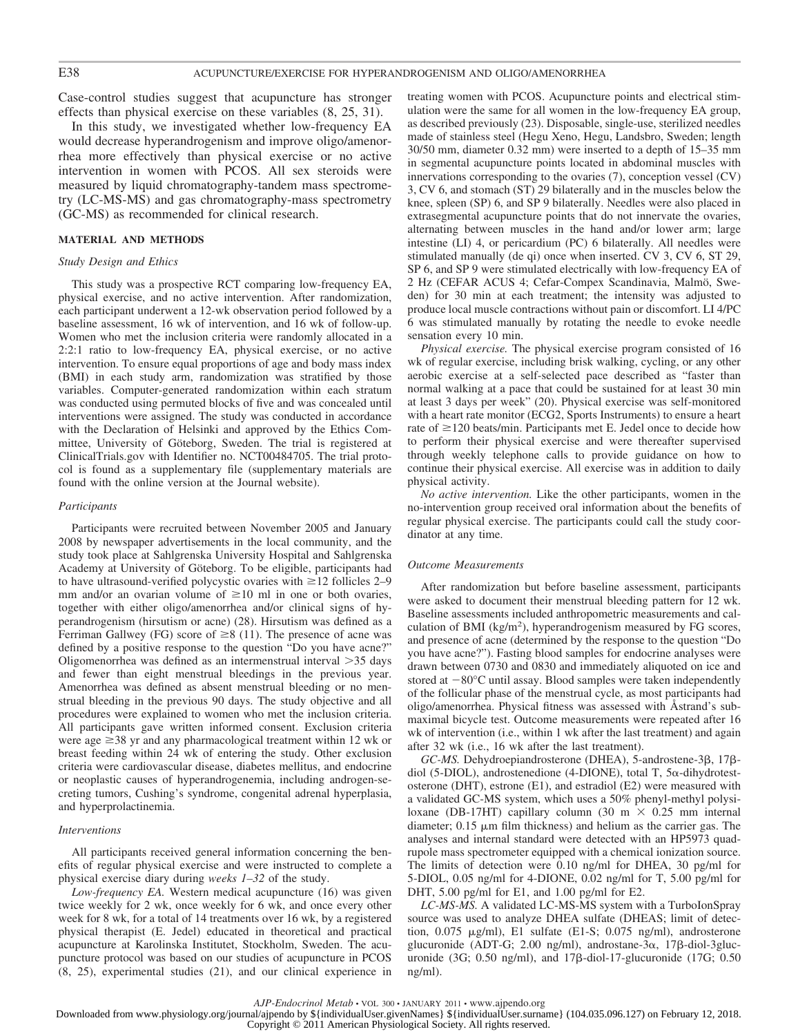Case-control studies suggest that acupuncture has stronger effects than physical exercise on these variables (8, 25, 31).

In this study, we investigated whether low-frequency EA would decrease hyperandrogenism and improve oligo/amenorrhea more effectively than physical exercise or no active intervention in women with PCOS. All sex steroids were measured by liquid chromatography-tandem mass spectrometry (LC-MS-MS) and gas chromatography-mass spectrometry (GC-MS) as recommended for clinical research.

## MATERIAL AND METHODS

### *Study Design and Ethics*

This study was a prospective RCT comparing low-frequency EA, physical exercise, and no active intervention. After randomization, each participant underwent a 12-wk observation period followed by a baseline assessment, 16 wk of intervention, and 16 wk of follow-up. Women who met the inclusion criteria were randomly allocated in a 2:2:1 ratio to low-frequency EA, physical exercise, or no active intervention. To ensure equal proportions of age and body mass index (BMI) in each study arm, randomization was stratified by those variables. Computer-generated randomization within each stratum was conducted using permuted blocks of five and was concealed until interventions were assigned. The study was conducted in accordance with the Declaration of Helsinki and approved by the Ethics Committee, University of Göteborg, Sweden. The trial is registered at ClinicalTrials.gov with Identifier no. NCT00484705. The trial protocol is found as a supplementary file (supplementary materials are found with the online version at the Journal website).

### *Participants*

Participants were recruited between November 2005 and January 2008 by newspaper advertisements in the local community, and the study took place at Sahlgrenska University Hospital and Sahlgrenska Academy at University of Göteborg. To be eligible, participants had to have ultrasound-verified polycystic ovaries with ≥12 follicles 2–9 mm and/or an ovarian volume of ≥10 ml in one or both ovaries, together with either oligo/amenorrhea and/or clinical signs of hyperandrogenism (hirsutism or acne) (28). Hirsutism was defined as a Ferriman Gallwey (FG) score of ≥8 (11). The presence of acne was defined by a positive response to the question "Do you have acne?" Oligomenorrhea was defined as an intermenstrual interval >35 days and fewer than eight menstrual bleedings in the previous year. Amenorrhea was defined as absent menstrual bleeding or no menstrual bleeding in the previous 90 days. The study objective and all procedures were explained to women who met the inclusion criteria. All participants gave written informed consent. Exclusion criteria were age ≥38 yr and any pharmacological treatment within 12 wk or breast feeding within 24 wk of entering the study. Other exclusion criteria were cardiovascular disease, diabetes mellitus, and endocrine or neoplastic causes of hyperandrogenemia, including androgen-secreting tumors, Cushing's syndrome, congenital adrenal hyperplasia, and hyperprolactinemia.

### *Interventions*

All participants received general information concerning the benefits of regular physical exercise and were instructed to complete a physical exercise diary during *weeks 1–32* of the study.

*Low-frequency EA.* Western medical acupuncture (16) was given twice weekly for 2 wk, once weekly for 6 wk, and once every other week for 8 wk, for a total of 14 treatments over 16 wk, by a registered physical therapist (E. Jedel) educated in theoretical and practical acupuncture at Karolinska Institutet, Stockholm, Sweden. The acupuncture protocol was based on our studies of acupuncture in PCOS (8, 25), experimental studies (21), and our clinical experience in treating women with PCOS. Acupuncture points and electrical stimulation were the same for all women in the low-frequency EA group, as described previously (23). Disposable, single-use, sterilized needles made of stainless steel (Hegu Xeno, Hegu, Landsbro, Sweden; length 30/50 mm, diameter 0.32 mm) were inserted to a depth of 15–35 mm in segmental acupuncture points located in abdominal muscles with innervations corresponding to the ovaries (7), conception vessel (CV) 3, CV 6, and stomach (ST) 29 bilaterally and in the muscles below the knee, spleen (SP) 6, and SP 9 bilaterally. Needles were also placed in extrasegmental acupuncture points that do not innervate the ovaries, alternating between muscles in the hand and/or lower arm; large intestine (LI) 4, or pericardium (PC) 6 bilaterally. All needles were stimulated manually (de qi) once when inserted. CV 3, CV 6, ST 29, SP 6, and SP 9 were stimulated electrically with low-frequency EA of 2 Hz (CEFAR ACUS 4; Cefar-Compex Scandinavia, Malmö, Sweden) for 30 min at each treatment; the intensity was adjusted to produce local muscle contractions without pain or discomfort. LI 4/PC 6 was stimulated manually by rotating the needle to evoke needle sensation every 10 min.

*Physical exercise.* The physical exercise program consisted of 16 wk of regular exercise, including brisk walking, cycling, or any other aerobic exercise at a self-selected pace described as "faster than normal walking at a pace that could be sustained for at least 30 min at least 3 days per week" (20). Physical exercise was self-monitored with a heart rate monitor (ECG2, Sports Instruments) to ensure a heart rate of ≥120 beats/min. Participants met E. Jedel once to decide how to perform their physical exercise and were thereafter supervised through weekly telephone calls to provide guidance on how to continue their physical exercise. All exercise was in addition to daily physical activity.

*No active intervention.* Like the other participants, women in the no-intervention group received oral information about the benefits of regular physical exercise. The participants could call the study coordinator at any time.

### *Outcome Measurements*

After randomization but before baseline assessment, participants were asked to document their menstrual bleeding pattern for 12 wk. Baseline assessments included anthropometric measurements and calculation of BMI (kg/m$^2$), hyperandrogenism measured by FG scores, and presence of acne (determined by the response to the question "Do you have acne?"). Fasting blood samples for endocrine analyses were drawn between 0730 and 0830 and immediately aliquoted on ice and stored at −80°C until assay. Blood samples were taken independently of the follicular phase of the menstrual cycle, as most participants had oligo/amenorrhea. Physical fitness was assessed with Åstrand's submaximal bicycle test. Outcome measurements were repeated after 16 wk of intervention (i.e., within 1 wk after the last treatment) and again after 32 wk (i.e., 16 wk after the last treatment).

*GC-MS.* Dehydroepiandrosterone (DHEA), 5-androstene-3β, 17β-diol (5-DIOL), androstenedione (4-DIONE), total T, 5α-dihydrotestosterone (DHT), estrone (E1), and estradiol (E2) were measured with a validated GC-MS system, which uses a 50% phenyl-methyl polysiloxane (DB-17HT) capillary column (30 m × 0.25 mm internal diameter; 0.15 μm film thickness) and helium as the carrier gas. The analyses and internal standard were detected with an HP5973 quadrupole mass spectrometer equipped with a chemical ionization source. The limits of detection were 0.10 ng/ml for DHEA, 30 pg/ml for 5-DIOL, 0.05 ng/ml for 4-DIONE, 0.02 ng/ml for T, 5.00 pg/ml for DHT, 5.00 pg/ml for E1, and 1.00 pg/ml for E2.

*LC-MS-MS.* A validated LC-MS-MS system with a TurboIonSpray source was used to analyze DHEA sulfate (DHEAS; limit of detection, 0.075 μg/ml), E1 sulfate (E1-S; 0.075 ng/ml), androsterone glucuronide (ADT-G; 2.00 ng/ml), androstane-3α, 17β-diol-3glucuronide (3G; 0.50 ng/ml), and 17β-diol-17-glucuronide (17G; 0.50 ng/ml).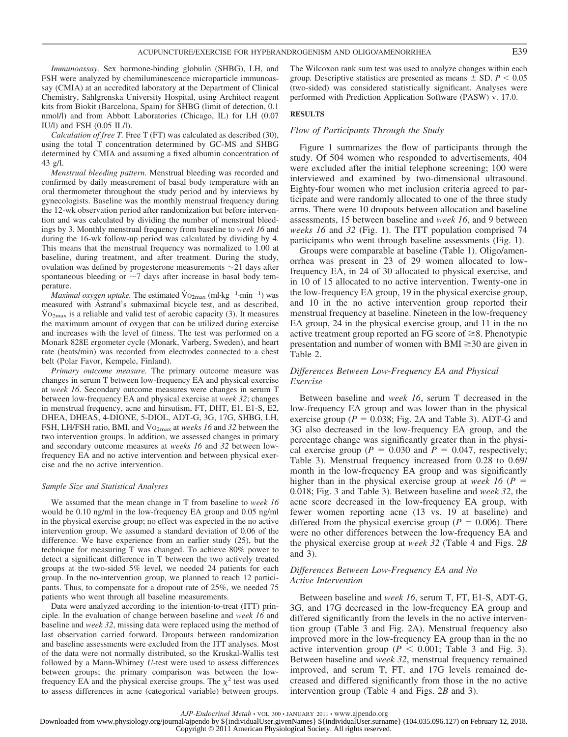*Immunoassay.* Sex hormone-binding globulin (SHBG), LH, and FSH were analyzed by chemiluminescence microparticle immunoassay (CMIA) at an accredited laboratory at the Department of Clinical Chemistry, Sahlgrenska University Hospital, using Architect reagent kits from Biokit (Barcelona, Spain) for SHBG (limit of detection, 0.1 nmol/l) and from Abbott Laboratories (Chicago, IL) for LH (0.07 IU/l) and FSH (0.05 IL/l).

*Calculation of free T.* Free T (FT) was calculated as described (30), using the total T concentration determined by GC-MS and SHBG determined by CMIA and assuming a fixed albumin concentration of 43 g/l.

*Menstrual bleeding pattern.* Menstrual bleeding was recorded and confirmed by daily measurement of basal body temperature with an oral thermometer throughout the study period and by interviews by gynecologists. Baseline was the monthly menstrual frequency during the 12-wk observation period after randomization but before intervention and was calculated by dividing the number of menstrual bleedings by 3. Monthly menstrual frequency from baseline to *week 16* and during the 16-wk follow-up period was calculated by dividing by 4. This means that the menstrual frequency was normalized to 1.00 at baseline, during treatment, and after treatment. During the study, ovulation was defined by progesterone measurements ~21 days after spontaneous bleeding or ~7 days after increase in basal body temperature.

*Maximal oxygen uptake.* The estimated $\dot{V}O_{2max}$ ($ml \cdot kg^{-1} \cdot min^{-1}$) was measured with Åstrand's submaximal bicycle test, and as described, $\dot{V}O_{2max}$ is a reliable and valid test of aerobic capacity (3). It measures the maximum amount of oxygen that can be utilized during exercise and increases with the level of fitness. The test was performed on a Monark 828E ergometer cycle (Monark, Varberg, Sweden), and heart rate (beats/min) was recorded from electrodes connected to a chest belt (Polar Favor, Kempele, Finland).

*Primary outcome measure.* The primary outcome measure was changes in serum T between low-frequency EA and physical exercise at *week 16*. Secondary outcome measures were changes in serum T between low-frequency EA and physical exercise at *week 32*; changes in menstrual frequency, acne and hirsutism, FT, DHT, E1, E1-S, E2, DHEA, DHEAS, 4-DIONE, 5-DIOL, ADT-G, 3G, 17G, SHBG, LH, FSH, LH/FSH ratio, BMI, and $\dot{V}O_{2max}$ at *weeks 16* and *32* between the two intervention groups. In addition, we assessed changes in primary and secondary outcome measures at *weeks 16* and *32* between low-frequency EA and no active intervention and between physical exercise and the no active intervention.

### Sample Size and Statistical Analyses

We assumed that the mean change in T from baseline to *week 16* would be 0.10 ng/ml in the low-frequency EA group and 0.05 ng/ml in the physical exercise group; no effect was expected in the no active intervention group. We assumed a standard deviation of 0.06 of the difference. We have experience from an earlier study (25), but the technique for measuring T was changed. To achieve 80% power to detect a significant difference in T between the two actively treated groups at the two-sided 5% level, we needed 24 patients for each group. In the no-intervention group, we planned to reach 12 participants. Thus, to compensate for a dropout rate of 25%, we needed 75 patients who went through all baseline measurements.

Data were analyzed according to the intention-to-treat (ITT) principle. In the evaluation of change between baseline and *week 16* and baseline and *week 32*, missing data were replaced using the method of last observation carried forward. Dropouts between randomization and baseline assessments were excluded from the ITT analyses. Most of the data were not normally distributed, so the Kruskal-Wallis test followed by a Mann-Whitney *U*-test were used to assess differences between groups; the primary comparison was between the low-frequency EA and the physical exercise groups. The $\chi^2$ test was used to assess differences in acne (categorical variable) between groups. The Wilcoxon rank sum test was used to analyze changes within each group. Descriptive statistics are presented as means ± SD. $P < 0.05$ (two-sided) was considered statistically significant. Analyses were performed with Prediction Application Software (PASW) v. 17.0.

## RESULTS

### Flow of Participants Through the Study

Figure 1 summarizes the flow of participants through the study. Of 504 women who responded to advertisements, 404 were excluded after the initial telephone screening; 100 were interviewed and examined by two-dimensional ultrasound. Eighty-four women who met inclusion criteria agreed to participate and were randomly allocated to one of the three study arms. There were 10 dropouts between allocation and baseline assessments, 15 between baseline and *week 16*, and 9 between *weeks 16* and *32* (Fig. 1). The ITT population comprised 74 participants who went through baseline assessments (Fig. 1).

Groups were comparable at baseline (Table 1). Oligo/amenorrhea was present in 23 of 29 women allocated to low-frequency EA, in 24 of 30 allocated to physical exercise, and in 10 of 15 allocated to no active intervention. Twenty-one in the low-frequency EA group, 19 in the physical exercise group, and 10 in the no active intervention group reported their menstrual frequency at baseline. Nineteen in the low-frequency EA group, 24 in the physical exercise group, and 11 in the no active treatment group reported an FG score of ≥8. Phenotypic presentation and number of women with BMI ≥30 are given in Table 2.

### Differences Between Low-Frequency EA and Physical Exercise

Between baseline and *week 16*, serum T decreased in the low-frequency EA group and was lower than in the physical exercise group ($P = 0.038$; Fig. 2A and Table 3). ADT-G and 3G also decreased in the low-frequency EA group, and the percentage change was significantly greater than in the physical exercise group ($P = 0.030$ and $P = 0.047$, respectively; Table 3). Menstrual frequency increased from 0.28 to 0.69/month in the low-frequency EA group and was significantly higher than in the physical exercise group at *week 16* ($P = 0.018$; Fig. 3 and Table 3). Between baseline and *week 32*, the acne score decreased in the low-frequency EA group, with fewer women reporting acne (13 vs. 19 at baseline) and differed from the physical exercise group ($P = 0.006$). There were no other differences between the low-frequency EA and the physical exercise group at *week 32* (Table 4 and Figs. 2*B* and 3).

### Differences Between Low-Frequency EA and No Active Intervention

Between baseline and *week 16*, serum T, FT, E1-S, ADT-G, 3G, and 17G decreased in the low-frequency EA group and differed significantly from the levels in the no active intervention group (Table 3 and Fig. 2A). Menstrual frequency also improved more in the low-frequency EA group than in the no active intervention group ($P < 0.001$; Table 3 and Fig. 3). Between baseline and *week 32*, menstrual frequency remained improved, and serum T, FT, and 17G levels remained decreased and differed significantly from those in the no active intervention group (Table 4 and Figs. 2*B* and 3).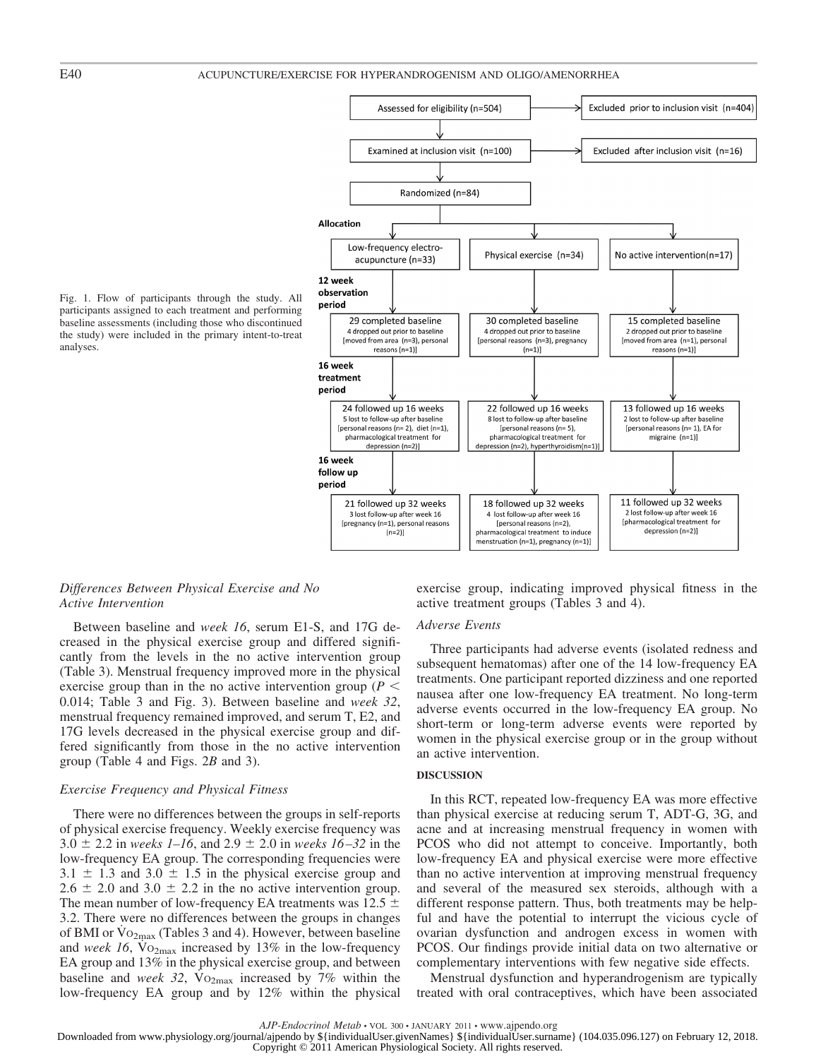Fig. 1. Flow of participants through the study. All participants assigned to each treatment and performing baseline assessments (including those who discontinued the study) were included in the primary intent-to-treat analyses.

Assessed for eligibility (n=504) → Excluded prior to inclusion visit (n=404)

Examined at inclusion visit (n=100) → Excluded after inclusion visit (n=16)

Randomized (n=84)

**Allocation**

| | Low-frequency electro-acupuncture (n=33) | Physical exercise (n=34) | No active intervention (n=17) |
|---|---|---|---|
| **12 week observation period** | 29 completed baseline<br>4 dropped out prior to baseline [moved from area (n=3), personal reasons (n=1)] | 30 completed baseline<br>4 dropped out prior to baseline [personal reasons (n=3), pregnancy (n=1)] | 15 completed baseline<br>2 dropped out prior to baseline [moved from area (n=1), personal reasons (n=1)] |
| **16 week treatment period** | 24 followed up 16 weeks<br>5 lost to follow-up after baseline [personal reasons (n= 2), diet (n=1), pharmacological treatment for depression (n=2)] | 22 followed up 16 weeks<br>8 lost to follow-up after baseline [personal reasons (n= 5), pharmacological treatment for depression (n=2), hyperthyroidism(n=1)] | 13 followed up 16 weeks<br>2 lost to follow-up after baseline [personal reasons (n= 1), EA for migraine (n=1)] |
| **16 week follow up period** | 21 followed up 32 weeks<br>3 lost follow-up after week 16 [pregnancy (n=1), personal reasons (n=2)] | 18 followed up 32 weeks<br>4 lost follow-up after week 16 [personal reasons (n=2), pharmacological treatment to induce menstruation (n=1), pregnancy (n=1)] | 11 followed up 32 weeks<br>2 lost follow-up after week 16 [pharmacological treatment for depression (n=2)] |

### *Differences Between Physical Exercise and No Active Intervention*

Between baseline and *week 16*, serum E1-S, and 17G decreased in the physical exercise group and differed significantly from the levels in the no active intervention group (Table 3). Menstrual frequency improved more in the physical exercise group than in the no active intervention group ($P < 0.014$; Table 3 and Fig. 3). Between baseline and *week 32*, menstrual frequency remained improved, and serum T, E2, and 17G levels decreased in the physical exercise group and differed significantly from those in the no active intervention group (Table 4 and Figs. 2*B* and 3).

### *Exercise Frequency and Physical Fitness*

There were no differences between the groups in self-reports of physical exercise frequency. Weekly exercise frequency was 3.0 ± 2.2 in *weeks 1–16*, and 2.9 ± 2.0 in *weeks 16–32* in the low-frequency EA group. The corresponding frequencies were 3.1 ± 1.3 and 3.0 ± 1.5 in the physical exercise group and 2.6 ± 2.0 and 3.0 ± 2.2 in the no active intervention group. The mean number of low-frequency EA treatments was 12.5 ± 3.2. There were no differences between the groups in changes of BMI or $\dot{V}O_{2max}$ (Tables 3 and 4). However, between baseline and *week 16*, $\dot{V}O_{2max}$ increased by 13% in the low-frequency EA group and 13% in the physical exercise group, and between baseline and *week 32*, $\dot{V}O_{2max}$ increased by 7% within the low-frequency EA group and by 12% within the physical exercise group, indicating improved physical fitness in the active treatment groups (Tables 3 and 4).

### *Adverse Events*

Three participants had adverse events (isolated redness and subsequent hematomas) after one of the 14 low-frequency EA treatments. One participant reported dizziness and one reported nausea after one low-frequency EA treatment. No long-term adverse events occurred in the low-frequency EA group. No short-term or long-term adverse events were reported by women in the physical exercise group or in the group without an active intervention.

## DISCUSSION

In this RCT, repeated low-frequency EA was more effective than physical exercise at reducing serum T, ADT-G, 3G, and acne and at increasing menstrual frequency in women with PCOS who did not attempt to conceive. Importantly, both low-frequency EA and physical exercise were more effective than no active intervention at improving menstrual frequency and several of the measured sex steroids, although with a different response pattern. Thus, both treatments may be helpful and have the potential to interrupt the vicious cycle of ovarian dysfunction and androgen excess in women with PCOS. Our findings provide initial data on two alternative or complementary interventions with few negative side effects.

Menstrual dysfunction and hyperandrogenism are typically treated with oral contraceptives, which have been associated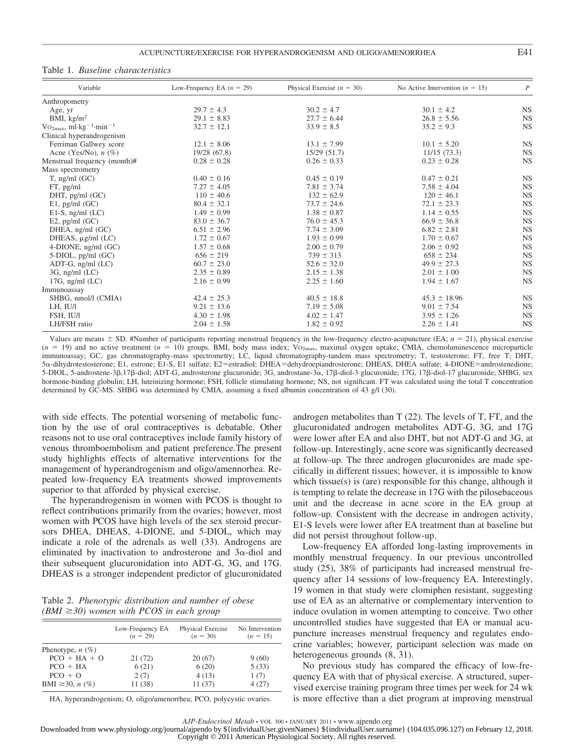Table 1. *Baseline characteristics*

| Variable | Low-Frequency EA ($n$ = 29) | Physical Exercise ($n$ = 30) | No Active Intervention ($n$ = 15) | $P$ |
|---|---|---|---|---|
| Anthropometry | | | | |
| Age, yr | 29.7 ± 4.3 | 30.2 ± 4.7 | 30.1 ± 4.2 | NS |
| BMI, kg/m$^2$ | 29.1 ± 8.83 | 27.7 ± 6.44 | 26.8 ± 5.56 | NS |
| $\dot{V}O_{2max}$, ml·kg$^{-1}$·min$^{-1}$ | 32.7 ± 12.1 | 33.9 ± 8.5 | 35.2 ± 9.3 | NS |
| Clinical hyperandrogenism | | | | |
| Ferriman Gallwey score | 12.1 ± 8.06 | 13.1 ± 7.99 | 10.1 ± 5.20 | NS |
| Acne (Yes/No), $n$ (%) | 19/28 (67.8) | 15/29 (51.7) | 11/15 (73.3) | NS |
| Menstrual frequency (month)# | 0.28 ± 0.28 | 0.26 ± 0.33 | 0.23 ± 0.28 | NS |
| Mass spectrometry | | | | |
| T, ng/ml (GC) | 0.40 ± 0.16 | 0.45 ± 0.19 | 0.47 ± 0.21 | NS |
| FT, pg/ml | 7.27 ± 4.05 | 7.81 ± 3.74 | 7.58 ± 4.04 | NS |
| DHT, pg/ml (GC) | 110 ± 40.6 | 132 ± 62.9 | 120 ± 46.1 | NS |
| E1, pg/ml (GC) | 80.4 ± 32.1 | 73.7 ± 24.6 | 72.1 ± 23.3 | NS |
| E1-S, ng/ml (LC) | 1.49 ± 0.99 | 1.38 ± 0.87 | 1.14 ± 0.55 | NS |
| E2, pg/ml (GC) | 83.0 ± 36.7 | 76.0 ± 45.3 | 66.9 ± 36.8 | NS |
| DHEA, ng/ml (GC) | 6.51 ± 2.96 | 7.74 ± 3.09 | 6.82 ± 2.81 | NS |
| DHEAS, μg/ml (LC) | 1.72 ± 0.67 | 1.93 ± 0.99 | 1.70 ± 0.67 | NS |
| 4-DIONE, ng/ml (GC) | 1.57 ± 0.68 | 2.00 ± 0.79 | 2.06 ± 0.92 | NS |
| 5-DIOL, pg/ml (GC) | 656 ± 219 | 739 ± 313 | 658 ± 234 | NS |
| ADT-G, ng/ml (LC) | 60.7 ± 23.0 | 52.6 ± 32.0 | 49.9 ± 27.3 | NS |
| 3G, ng/ml (LC) | 2.35 ± 0.89 | 2.15 ± 1.38 | 2.01 ± 1.00 | NS |
| 17G, ng/ml (LC) | 2.16 ± 0.99 | 2.25 ± 1.60 | 1.94 ± 1.67 | NS |
| Immunoassay | | | | |
| SHBG, nmol/l (CMIA) | 42.4 ± 25.3 | 40.5 ± 18.8 | 45.3 ± 18.96 | NS |
| LH, IU/l | 9.21 ± 13.6 | 7.19 ± 5.08 | 9.01 ± 7.54 | NS |
| FSH, IU/l | 4.30 ± 1.98 | 4.02 ± 1.47 | 3.95 ± 1.26 | NS |
| LH/FSH ratio | 2.04 ± 1.58 | 1.82 ± 0.92 | 2.26 ± 1.41 | NS |

Values are means ± SD. #Number of participants reporting menstrual frequency in the low-frequency electro-acupuncture (EA; $n$ = 21), physical exercise ($n$ = 19) and no active treatment ($n$ = 10) groups. BMI, body mass index; $\dot{V}O_{2max}$, maximal oxygen uptake; CMIA, chemoluminescence microparticle immunoassay; GC, gas chromatography-mass spectrometry; LC, liquid chromatography-tandem mass spectrometry; T, testosterone; FT, free T; DHT, 5α-dihydrotestosterone; E1, estrone; E1-S, E1 sulfate; E2=estradiol; DHEA=dehydroepiandrosterone; DHEAS, DHEA sulfate; 4-DIONE=androstenedione; 5-DIOL, 5-androstene-3β,17β-diol; ADT-G, androsterone glucuronide; 3G, androstane-3α, 17β-diol-3 glucuronide; 17G, 17β-diol-17 glucuronide; SHBG, sex hormone-binding globulin; LH, luteinizing hormone; FSH, follicle stimulating hormone; NS, not significant. FT was calculated using the total T concentration determined by GC-MS. SHBG was determined by CMIA, assuming a fixed albumin concentration of 43 g/l (30).

with side effects. The potential worsening of metabolic function by the use of oral contraceptives is debatable. Other reasons not to use oral contraceptives include family history of venous thromboembolism and patient preference.The present study highlights effects of alternative interventions for the management of hyperandrogenism and oligo/amennorhea. Repeated low-frequency EA treatments showed improvements superior to that afforded by physical exercise.

The hyperandrogenism in women with PCOS is thought to reflect contributions primarily from the ovaries; however, most women with PCOS have high levels of the sex steroid precursors DHEA, DHEAS, 4-DIONE, and 5-DIOL, which may indicate a role of the adrenals as well (33). Androgens are eliminated by inactivation to androsterone and 3α-diol and their subsequent glucuronidation into ADT-G, 3G, and 17G. DHEAS is a stronger independent predictor of glucuronidated androgen metabolites than T (22). The levels of T, FT, and the glucuronidated androgen metabolites ADT-G, 3G, and 17G were lower after EA and also DHT, but not ADT-G and 3G, at follow-up. Interestingly, acne score was significantly decreased at follow-up. The three androgen glucuronides are made specifically in different tissues; however, it is impossible to know which tissue(s) is (are) responsible for this change, although it is tempting to relate the decrease in 17G with the pilosebaceous unit and the decrease in acne score in the EA group at follow-up. Consistent with the decrease in androgen activity, E1-S levels were lower after EA treatment than at baseline but did not persist throughout follow-up.

Table 2. *Phenotypic distribution and number of obese (BMI ≥30) women with PCOS in each group*

| | Low-Frequency EA ($n$ = 29) | Physical Exercise ($n$ = 30) | No Intervention ($n$ = 15) |
|---|---|---|---|
| Phenotype, $n$ (%) | | | |
| PCO + HA + O | 21 (72) | 20 (67) | 9 (60) |
| PCO + HA | 6 (21) | 6 (20) | 5 (33) |
| PCO + O | 2 (7) | 4 (13) | 1 (7) |
| BMI ≥30, $n$ (%) | 11 (38) | 11 (37) | 4 (27) |

HA, hyperandrogenism; O, oligo/amenorrhea; PCO, polycystic ovaries.

Low-frequency EA afforded long-lasting improvements in monthly menstrual frequency. In our previous uncontrolled study (25), 38% of participants had increased menstrual frequency after 14 sessions of low-frequency EA. Interestingly, 19 women in that study were clomiphen resistant, suggesting use of EA as an alternative or complementary intervention to induce ovulation in women attempting to conceive. Two other uncontrolled studies have suggested that EA or manual acupuncture increases menstrual frequency and regulates endocrine variables; however, participant selection was made on heterogeneous grounds (8, 31).

No previous study has compared the efficacy of low-frequency EA with that of physical exercise. A structured, supervised exercise training program three times per week for 24 wk is more effective than a diet program at improving menstrual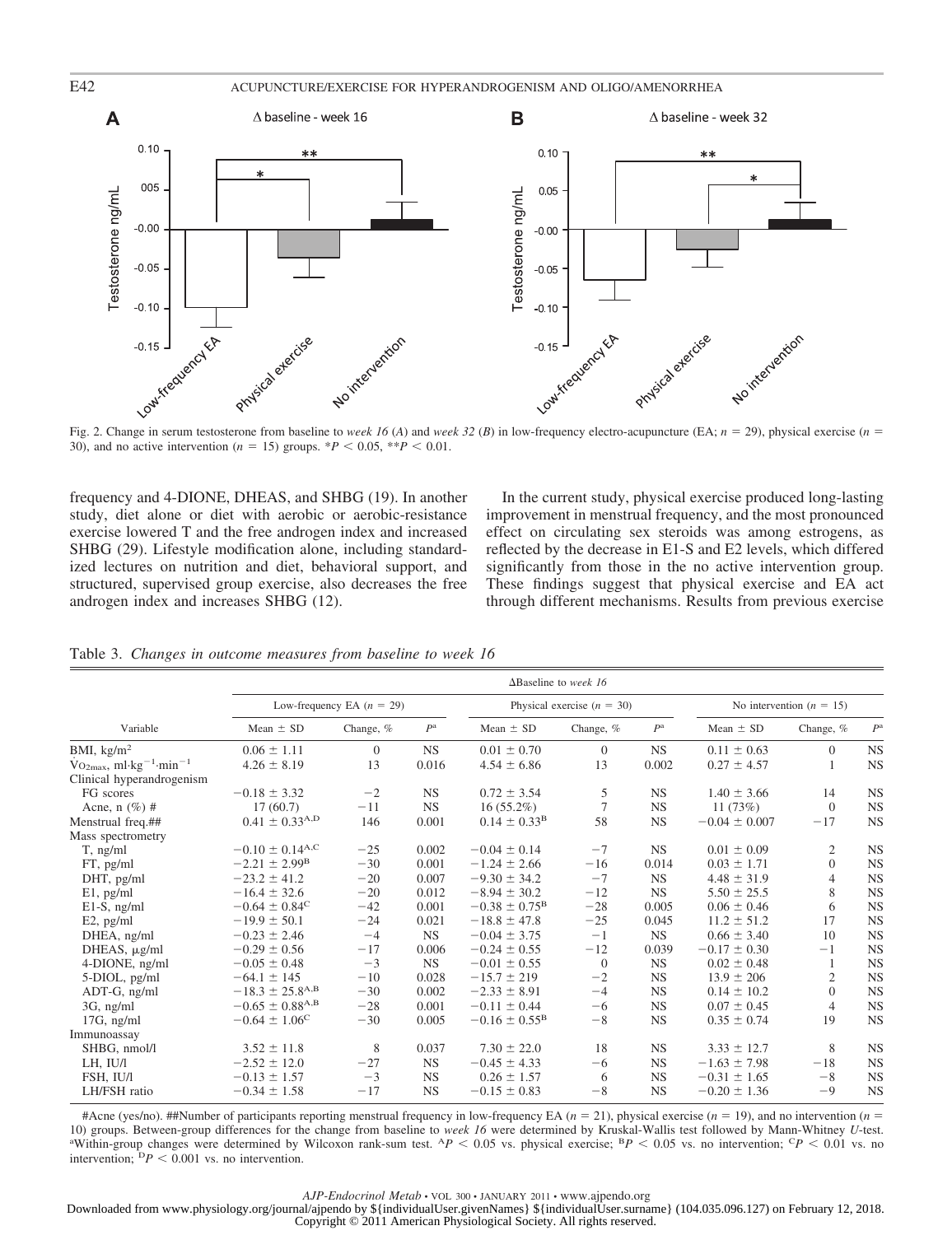Fig. 2. Change in serum testosterone from baseline to *week 16* (*A*) and *week 32* (*B*) in low-frequency electro-acupuncture (EA; $n = 29$), physical exercise ($n = 30$), and no active intervention ($n = 15$) groups. $*P < 0.05$, $**P < 0.01$.

frequency and 4-DIONE, DHEAS, and SHBG (19). In another study, diet alone or diet with aerobic or aerobic-resistance exercise lowered T and the free androgen index and increased SHBG (29). Lifestyle modification alone, including standardized lectures on nutrition and diet, behavioral support, and structured, supervised group exercise, also decreases the free androgen index and increases SHBG (12).

In the current study, physical exercise produced long-lasting improvement in menstrual frequency, and the most pronounced effect on circulating sex steroids was among estrogens, as reflected by the decrease in E1-S and E2 levels, which differed significantly from those in the no active intervention group. These findings suggest that physical exercise and EA act through different mechanisms. Results from previous exercise

Table 3. *Changes in outcome measures from baseline to week 16*

| Variable | ΔBaseline to *week 16* | | | | | | | | |
|---|---|---|---|---|---|---|---|---|---|
| | Low-frequency EA ($n = 29$) | | | Physical exercise ($n = 30$) | | | No intervention ($n = 15$) | | |
| | Mean ± SD | Change, % | $P^a$ | Mean ± SD | Change, % | $P^a$ | Mean ± SD | Change, % | $P^a$ |
| BMI, kg/m$^2$ | 0.06 ± 1.11 | 0 | NS | 0.01 ± 0.70 | 0 | NS | 0.11 ± 0.63 | 0 | NS |
| $\dot{V}O_{2max}$, ml·kg$^{-1}$·min$^{-1}$ | 4.26 ± 8.19 | 13 | 0.016 | 4.54 ± 6.86 | 13 | 0.002 | 0.27 ± 4.57 | 1 | NS |
| Clinical hyperandrogenism | | | | | | | | | |
| FG scores | −0.18 ± 3.32 | −2 | NS | 0.72 ± 3.54 | 5 | NS | 1.40 ± 3.66 | 14 | NS |
| Acne, n (%) # | 17 (60.7) | −11 | NS | 16 (55.2%) | 7 | NS | 11 (73%) | 0 | NS |
| Menstrual freq.## | 0.41 ± 0.33$^{A,D}$ | 146 | 0.001 | 0.14 ± 0.33$^B$ | 58 | NS | −0.04 ± 0.007 | −17 | NS |
| Mass spectrometry | | | | | | | | | |
| T, ng/ml | −0.10 ± 0.14$^{A,C}$ | −25 | 0.002 | −0.04 ± 0.14 | −7 | NS | 0.01 ± 0.09 | 2 | NS |
| FT, pg/ml | −2.21 ± 2.99$^B$ | −30 | 0.001 | −1.24 ± 2.66 | −16 | 0.014 | 0.03 ± 1.71 | 0 | NS |
| DHT, pg/ml | −23.2 ± 41.2 | −20 | 0.007 | −9.30 ± 34.2 | −7 | NS | 4.48 ± 31.9 | 4 | NS |
| E1, pg/ml | −16.4 ± 32.6 | −20 | 0.012 | −8.94 ± 30.2 | −12 | NS | 5.50 ± 25.5 | 8 | NS |
| E1-S, ng/ml | −0.64 ± 0.84$^C$ | −42 | 0.001 | −0.38 ± 0.75$^B$ | −28 | 0.005 | 0.06 ± 0.46 | 6 | NS |
| E2, pg/ml | −19.9 ± 50.1 | −24 | 0.021 | −18.8 ± 47.8 | −25 | 0.045 | 11.2 ± 51.2 | 17 | NS |
| DHEA, ng/ml | −0.23 ± 2.46 | −4 | NS | −0.04 ± 3.75 | −1 | NS | 0.66 ± 3.40 | 10 | NS |
| DHEAS, μg/ml | −0.29 ± 0.56 | −17 | 0.006 | −0.24 ± 0.55 | −12 | 0.039 | −0.17 ± 0.30 | −1 | NS |
| 4-DIONE, ng/ml | −0.05 ± 0.48 | −3 | NS | −0.01 ± 0.55 | 0 | NS | 0.02 ± 0.48 | 1 | NS |
| 5-DIOL, pg/ml | −64.1 ± 145 | −10 | 0.028 | −15.7 ± 219 | −2 | NS | 13.9 ± 206 | 2 | NS |
| ADT-G, ng/ml | −18.3 ± 25.8$^{A,B}$ | −30 | 0.002 | −2.33 ± 8.91 | −4 | NS | 0.14 ± 10.2 | 0 | NS |
| 3G, ng/ml | −0.65 ± 0.88$^{A,B}$ | −28 | 0.001 | −0.11 ± 0.44 | −6 | NS | 0.07 ± 0.45 | 4 | NS |
| 17G, ng/ml | −0.64 ± 1.06$^C$ | −30 | 0.005 | −0.16 ± 0.55$^B$ | −8 | NS | 0.35 ± 0.74 | 19 | NS |
| Immunoassay | | | | | | | | | |
| SHBG, nmol/l | 3.52 ± 11.8 | 8 | 0.037 | 7.30 ± 22.0 | 18 | NS | 3.33 ± 12.7 | 8 | NS |
| LH, IU/l | −2.52 ± 12.0 | −27 | NS | −0.45 ± 4.33 | −6 | NS | −1.63 ± 7.98 | −18 | NS |
| FSH, IU/l | −0.13 ± 1.57 | −3 | NS | 0.26 ± 1.57 | 6 | NS | −0.31 ± 1.65 | −8 | NS |
| LH/FSH ratio | −0.34 ± 1.58 | −17 | NS | −0.15 ± 0.83 | −8 | NS | −0.20 ± 1.36 | −9 | NS |

#Acne (yes/no). ##Number of participants reporting menstrual frequency in low-frequency EA ($n = 21$), physical exercise ($n = 19$), and no intervention ($n = 10$) groups. Between-group differences for the change from baseline to *week 16* were determined by Kruskal-Wallis test followed by Mann-Whitney *U*-test. [a]Within-group changes were determined by Wilcoxon rank-sum test. $^AP < 0.05$ vs. physical exercise; $^BP < 0.05$ vs. no intervention; $^CP < 0.01$ vs. no intervention; $^DP < 0.001$ vs. no intervention.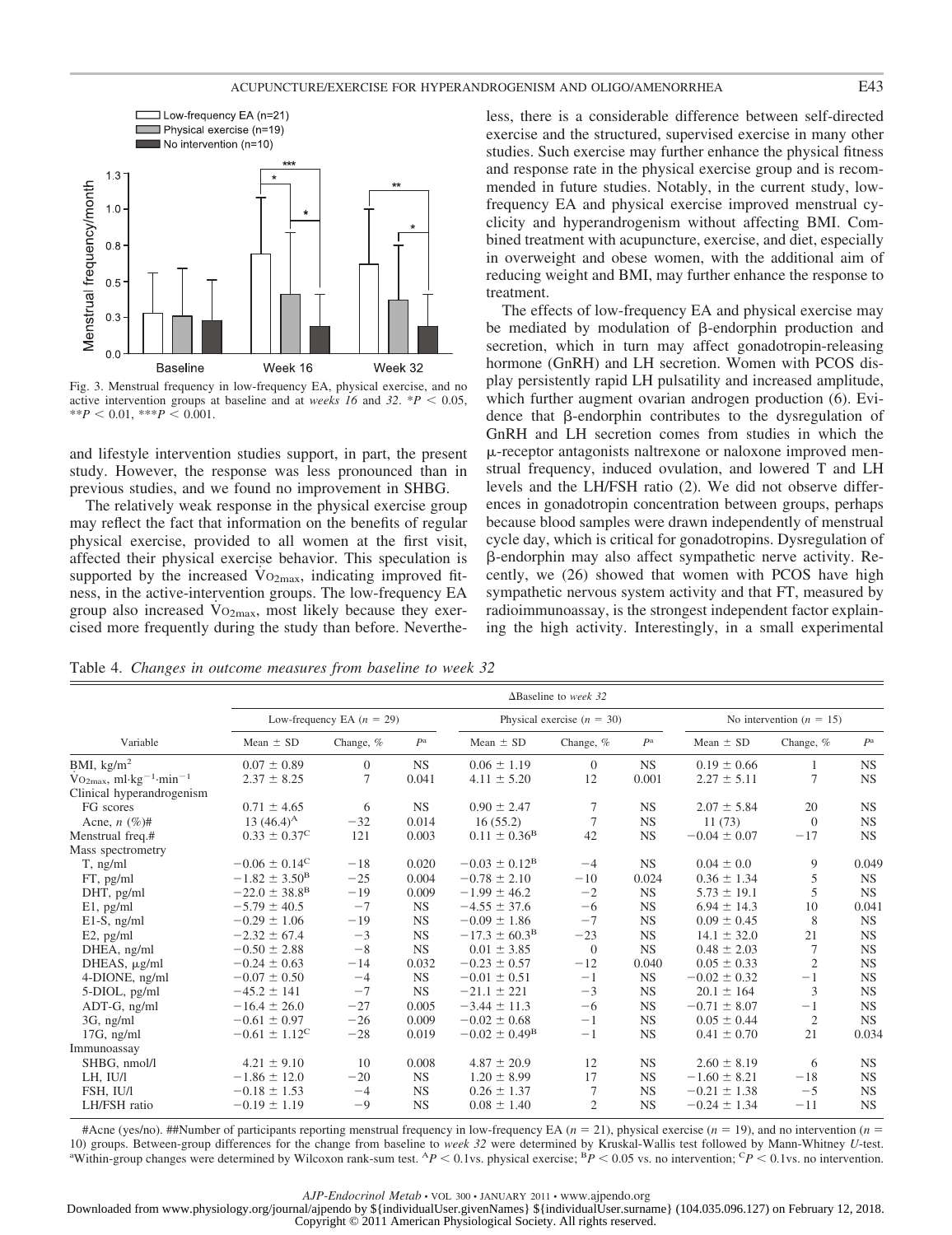Fig. 3. Menstrual frequency in low-frequency EA, physical exercise, and no active intervention groups at baseline and at *weeks 16* and *32*. \*$P < 0.05$, \*\*$P < 0.01$, \*\*\*$P < 0.001$.

and lifestyle intervention studies support, in part, the present study. However, the response was less pronounced than in previous studies, and we found no improvement in SHBG.

The relatively weak response in the physical exercise group may reflect the fact that information on the benefits of regular physical exercise, provided to all women at the first visit, affected their physical exercise behavior. This speculation is supported by the increased $\dot{V}O_{2max}$, indicating improved fitness, in the active-intervention groups. The low-frequency EA group also increased $\dot{V}O_{2max}$, most likely because they exercised more frequently during the study than before. Nevertheless, there is a considerable difference between self-directed exercise and the structured, supervised exercise in many other studies. Such exercise may further enhance the physical fitness and response rate in the physical exercise group and is recommended in future studies. Notably, in the current study, low-frequency EA and physical exercise improved menstrual cyclicity and hyperandrogenism without affecting BMI. Combined treatment with acupuncture, exercise, and diet, especially in overweight and obese women, with the additional aim of reducing weight and BMI, may further enhance the response to treatment.

The effects of low-frequency EA and physical exercise may be mediated by modulation of β-endorphin production and secretion, which in turn may affect gonadotropin-releasing hormone (GnRH) and LH secretion. Women with PCOS display persistently rapid LH pulsatility and increased amplitude, which further augment ovarian androgen production (6). Evidence that β-endorphin contributes to the dysregulation of GnRH and LH secretion comes from studies in which the μ-receptor antagonists naltrexone or naloxone improved menstrual frequency, induced ovulation, and lowered T and LH levels and the LH/FSH ratio (2). We did not observe differences in gonadotropin concentration between groups, perhaps because blood samples were drawn independently of menstrual cycle day, which is critical for gonadotropins. Dysregulation of β-endorphin may also affect sympathetic nerve activity. Recently, we (26) showed that women with PCOS have high sympathetic nervous system activity and that FT, measured by radioimmunoassay, is the strongest independent factor explaining the high activity. Interestingly, in a small experimental

Table 4. *Changes in outcome measures from baseline to week 32*

| | ΔBaseline to *week 32* | | | | | | | | |
|---|---|---|---|---|---|---|---|---|---|
| | Low-frequency EA ($n$ = 29) | | | Physical exercise ($n$ = 30) | | | No intervention ($n$ = 15) | | |
| Variable | Mean ± SD | Change, % | $P^a$ | Mean ± SD | Change, % | $P^a$ | Mean ± SD | Change, % | $P^a$ |
| BMI, kg/m$^2$ | 0.07 ± 0.89 | 0 | NS | 0.06 ± 1.19 | 0 | NS | 0.19 ± 0.66 | 1 | NS |
| $\dot{V}O_{2max}$, ml·kg$^{-1}$·min$^{-1}$ | 2.37 ± 8.25 | 7 | 0.041 | 4.11 ± 5.20 | 12 | 0.001 | 2.27 ± 5.11 | 7 | NS |
| Clinical hyperandrogenism | | | | | | | | | |
| FG scores | 0.71 ± 4.65 | 6 | NS | 0.90 ± 2.47 | 7 | NS | 2.07 ± 5.84 | 20 | NS |
| Acne, $n$ (%)# | 13 (46.4)$^A$ | −32 | 0.014 | 16 (55.2) | 7 | NS | 11 (73) | 0 | NS |
| Menstrual freq.# | 0.33 ± 0.37$^C$ | 121 | 0.003 | 0.11 ± 0.36$^B$ | 42 | NS | −0.04 ± 0.07 | −17 | NS |
| Mass spectrometry | | | | | | | | | |
| T, ng/ml | −0.06 ± 0.14$^C$ | −18 | 0.020 | −0.03 ± 0.12$^B$ | −4 | NS | 0.04 ± 0.0 | 9 | 0.049 |
| FT, pg/ml | −1.82 ± 3.50$^B$ | −25 | 0.004 | −0.78 ± 2.10 | −10 | 0.024 | 0.36 ± 1.34 | 5 | NS |
| DHT, pg/ml | −22.0 ± 38.8$^B$ | −19 | 0.009 | −1.99 ± 46.2 | −2 | NS | 5.73 ± 19.1 | 5 | NS |
| E1, pg/ml | −5.79 ± 40.5 | −7 | NS | −4.55 ± 37.6 | −6 | NS | 6.94 ± 14.3 | 10 | 0.041 |
| E1-S, ng/ml | −0.29 ± 1.06 | −19 | NS | −0.09 ± 1.86 | −7 | NS | 0.09 ± 0.45 | 8 | NS |
| E2, pg/ml | −2.32 ± 67.4 | −3 | NS | −17.3 ± 60.3$^B$ | −23 | NS | 14.1 ± 32.0 | 21 | NS |
| DHEA, ng/ml | −0.50 ± 2.88 | −8 | NS | 0.01 ± 3.85 | 0 | NS | 0.48 ± 2.03 | 7 | NS |
| DHEAS, μg/ml | −0.24 ± 0.63 | −14 | 0.032 | −0.23 ± 0.57 | −12 | 0.040 | 0.05 ± 0.33 | 2 | NS |
| 4-DIONE, ng/ml | −0.07 ± 0.50 | −4 | NS | −0.01 ± 0.51 | −1 | NS | −0.02 ± 0.32 | −1 | NS |
| 5-DIOL, pg/ml | −45.2 ± 141 | −7 | NS | −21.1 ± 221 | −3 | NS | 20.1 ± 164 | 3 | NS |
| ADT-G, ng/ml | −16.4 ± 26.0 | −27 | 0.005 | −3.44 ± 11.3 | −6 | NS | −0.71 ± 8.07 | −1 | NS |
| 3G, ng/ml | −0.61 ± 0.97 | −26 | 0.009 | −0.02 ± 0.68 | −1 | NS | 0.05 ± 0.44 | 2 | NS |
| 17G, ng/ml | −0.61 ± 1.12$^C$ | −28 | 0.019 | −0.02 ± 0.49$^B$ | −1 | NS | 0.41 ± 0.70 | 21 | 0.034 |
| Immunoassay | | | | | | | | | |
| SHBG, nmol/l | 4.21 ± 9.10 | 10 | 0.008 | 4.87 ± 20.9 | 12 | NS | 2.60 ± 8.19 | 6 | NS |
| LH, IU/l | −1.86 ± 12.0 | −20 | NS | 1.20 ± 8.99 | 17 | NS | −1.60 ± 8.21 | −18 | NS |
| FSH, IU/l | −0.18 ± 1.53 | −4 | NS | 0.26 ± 1.37 | 7 | NS | −0.21 ± 1.38 | −5 | NS |
| LH/FSH ratio | −0.19 ± 1.19 | −9 | NS | 0.08 ± 1.40 | 2 | NS | −0.24 ± 1.34 | −11 | NS |

#Acne (yes/no). ##Number of participants reporting menstrual frequency in low-frequency EA ($n$ = 21), physical exercise ($n$ = 19), and no intervention ($n$ = 10) groups. Between-group differences for the change from baseline to *week 32* were determined by Kruskal-Wallis test followed by Mann-Whitney *U*-test. [a]Within-group changes were determined by Wilcoxon rank-sum test. [A]$P < 0.1$vs. physical exercise; [B]$P < 0.05$ vs. no intervention; [C]$P < 0.1$vs. no intervention.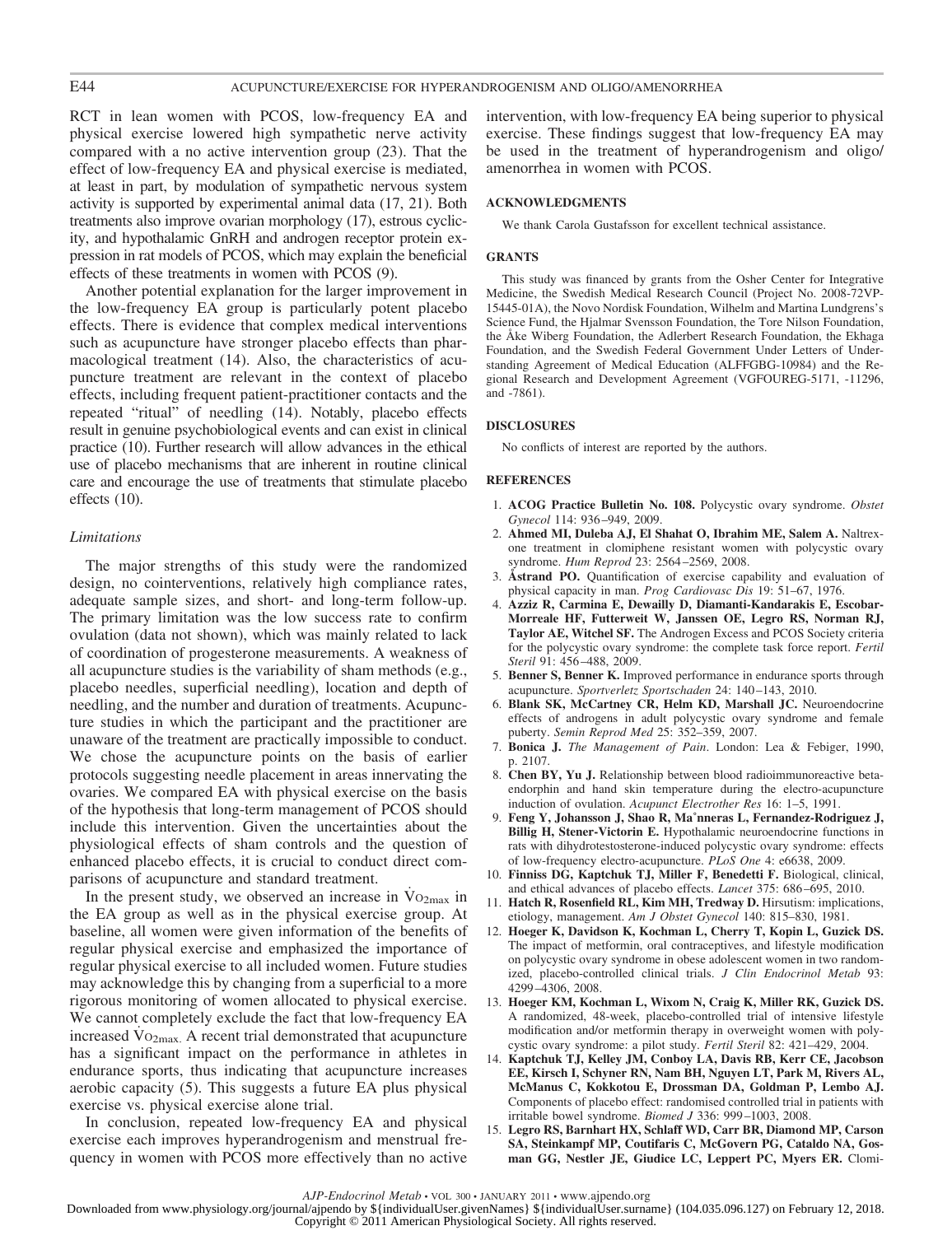RCT in lean women with PCOS, low-frequency EA and physical exercise lowered high sympathetic nerve activity compared with a no active intervention group (23). That the effect of low-frequency EA and physical exercise is mediated, at least in part, by modulation of sympathetic nervous system activity is supported by experimental animal data (17, 21). Both treatments also improve ovarian morphology (17), estrous cyclicity, and hypothalamic GnRH and androgen receptor protein expression in rat models of PCOS, which may explain the beneficial effects of these treatments in women with PCOS (9).

Another potential explanation for the larger improvement in the low-frequency EA group is particularly potent placebo effects. There is evidence that complex medical interventions such as acupuncture have stronger placebo effects than pharmacological treatment (14). Also, the characteristics of acupuncture treatment are relevant in the context of placebo effects, including frequent patient-practitioner contacts and the repeated "ritual" of needling (14). Notably, placebo effects result in genuine psychobiological events and can exist in clinical practice (10). Further research will allow advances in the ethical use of placebo mechanisms that are inherent in routine clinical care and encourage the use of treatments that stimulate placebo effects (10).

### *Limitations*

The major strengths of this study were the randomized design, no cointerventions, relatively high compliance rates, adequate sample sizes, and short- and long-term follow-up. The primary limitation was the low success rate to confirm ovulation (data not shown), which was mainly related to lack of coordination of progesterone measurements. A weakness of all acupuncture studies is the variability of sham methods (e.g., placebo needles, superficial needling), location and depth of needling, and the number and duration of treatments. Acupuncture studies in which the participant and the practitioner are unaware of the treatment are practically impossible to conduct. We chose the acupuncture points on the basis of earlier protocols suggesting needle placement in areas innervating the ovaries. We compared EA with physical exercise on the basis of the hypothesis that long-term management of PCOS should include this intervention. Given the uncertainties about the physiological effects of sham controls and the question of enhanced placebo effects, it is crucial to conduct direct comparisons of acupuncture and standard treatment.

In the present study, we observed an increase in $\dot{V}O_{2max}$ in the EA group as well as in the physical exercise group. At baseline, all women were given information of the benefits of regular physical exercise and emphasized the importance of regular physical exercise to all included women. Future studies may acknowledge this by changing from a superficial to a more rigorous monitoring of women allocated to physical exercise. We cannot completely exclude the fact that low-frequency EA increased $\dot{V}O_{2max}$. A recent trial demonstrated that acupuncture has a significant impact on the performance in athletes in endurance sports, thus indicating that acupuncture increases aerobic capacity (5). This suggests a future EA plus physical exercise vs. physical exercise alone trial.

In conclusion, repeated low-frequency EA and physical exercise each improves hyperandrogenism and menstrual frequency in women with PCOS more effectively than no active intervention, with low-frequency EA being superior to physical exercise. These findings suggest that low-frequency EA may be used in the treatment of hyperandrogenism and oligo/amenorrhea in women with PCOS.

## ACKNOWLEDGMENTS

We thank Carola Gustafsson for excellent technical assistance.

## GRANTS

This study was financed by grants from the Osher Center for Integrative Medicine, the Swedish Medical Research Council (Project No. 2008-72VP-15445-01A), the Novo Nordisk Foundation, Wilhelm and Martina Lundgrens's Science Fund, the Hjalmar Svensson Foundation, the Tore Nilson Foundation, the Åke Wiberg Foundation, the Adlerbert Research Foundation, the Ekhaga Foundation, and the Swedish Federal Government Under Letters of Understanding Agreement of Medical Education (ALFFGBG-10984) and the Regional Research and Development Agreement (VGFOUREG-5171, -11296, and -7861).

## DISCLOSURES

No conflicts of interest are reported by the authors.

## REFERENCES

1. **ACOG Practice Bulletin No. 108.** Polycystic ovary syndrome. *Obstet Gynecol* 114: 936–949, 2009.
2. **Ahmed MI, Duleba AJ, El Shahat O, Ibrahim ME, Salem A.** Naltrexone treatment in clomiphene resistant women with polycystic ovary syndrome. *Hum Reprod* 23: 2564–2569, 2008.
3. **Åstrand PO.** Quantification of exercise capability and evaluation of physical capacity in man. *Prog Cardiovasc Dis* 19: 51–67, 1976.
4. **Azziz R, Carmina E, Dewailly D, Diamanti-Kandarakis E, Escobar-Morreale HF, Futterweit W, Janssen OE, Legro RS, Norman RJ, Taylor AE, Witchel SF.** The Androgen Excess and PCOS Society criteria for the polycystic ovary syndrome: the complete task force report. *Fertil Steril* 91: 456–488, 2009.
5. **Benner S, Benner K.** Improved performance in endurance sports through acupuncture. *Sportverletz Sportschaden* 24: 140–143, 2010.
6. **Blank SK, McCartney CR, Helm KD, Marshall JC.** Neuroendocrine effects of androgens in adult polycystic ovary syndrome and female puberty. *Semin Reprod Med* 25: 352–359, 2007.
7. **Bonica J.** *The Management of Pain*. London: Lea & Febiger, 1990, p. 2107.
8. **Chen BY, Yu J.** Relationship between blood radioimmunoreactive beta-endorphin and hand skin temperature during the electro-acupuncture induction of ovulation. *Acupunct Electrother Res* 16: 1–5, 1991.
9. **Feng Y, Johansson J, Shao R, Mannerås L, Fernandez-Rodriguez J, Billig H, Stener-Victorin E.** Hypothalamic neuroendocrine functions in rats with dihydrotestosterone-induced polycystic ovary syndrome: effects of low-frequency electro-acupuncture. *PLoS One* 4: e6638, 2009.
10. **Finniss DG, Kaptchuk TJ, Miller F, Benedetti F.** Biological, clinical, and ethical advances of placebo effects. *Lancet* 375: 686–695, 2010.
11. **Hatch R, Rosenfield RL, Kim MH, Tredway D.** Hirsutism: implications, etiology, management. *Am J Obstet Gynecol* 140: 815–830, 1981.
12. **Hoeger K, Davidson K, Kochman L, Cherry T, Kopin L, Guzick DS.** The impact of metformin, oral contraceptives, and lifestyle modification on polycystic ovary syndrome in obese adolescent women in two randomized, placebo-controlled clinical trials. *J Clin Endocrinol Metab* 93: 4299–4306, 2008.
13. **Hoeger KM, Kochman L, Wixom N, Craig K, Miller RK, Guzick DS.** A randomized, 48-week, placebo-controlled trial of intensive lifestyle modification and/or metformin therapy in overweight women with polycystic ovary syndrome: a pilot study. *Fertil Steril* 82: 421–429, 2004.
14. **Kaptchuk TJ, Kelley JM, Conboy LA, Davis RB, Kerr CE, Jacobson EE, Kirsch I, Schyner RN, Nam BH, Nguyen LT, Park M, Rivers AL, McManus C, Kokkotou E, Drossman DA, Goldman P, Lembo AJ.** Components of placebo effect: randomised controlled trial in patients with irritable bowel syndrome. *Biomed J* 336: 999–1003, 2008.
15. **Legro RS, Barnhart HX, Schlaff WD, Carr BR, Diamond MP, Carson SA, Steinkampf MP, Coutifaris C, McGovern PG, Cataldo NA, Gosman GG, Nestler JE, Giudice LC, Leppert PC, Myers ER.** Clomi-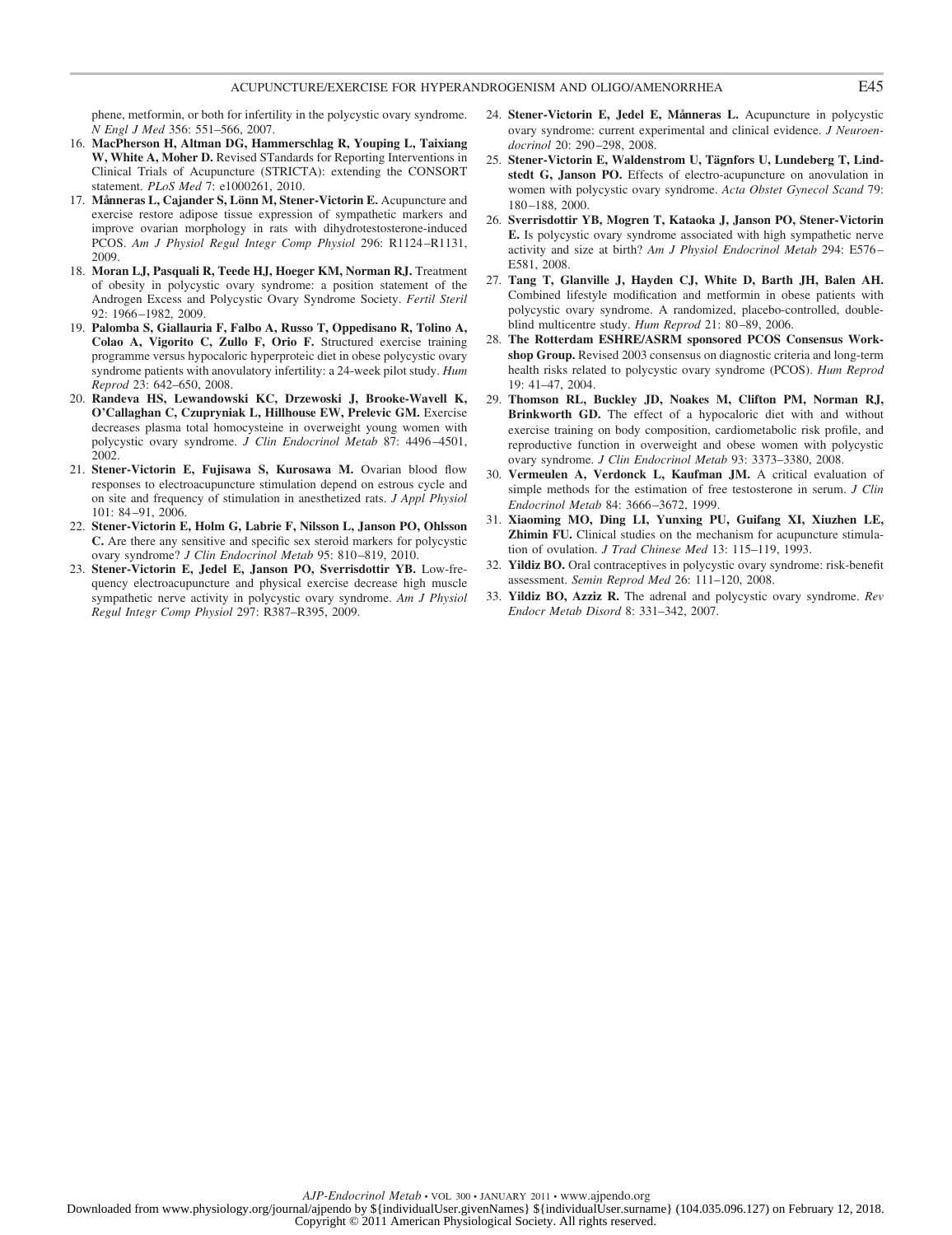phene, metformin, or both for infertility in the polycystic ovary syndrome. *N Engl J Med* 356: 551–566, 2007.

16. **MacPherson H, Altman DG, Hammerschlag R, Youping L, Taixiang W, White A, Moher D.** Revised STandards for Reporting Interventions in Clinical Trials of Acupuncture (STRICTA): extending the CONSORT statement. *PLoS Med* 7: e1000261, 2010.
17. **Månneras L, Cajander S, Lönn M, Stener-Victorin E.** Acupuncture and exercise restore adipose tissue expression of sympathetic markers and improve ovarian morphology in rats with dihydrotestosterone-induced PCOS. *Am J Physiol Regul Integr Comp Physiol* 296: R1124–R1131, 2009.
18. **Moran LJ, Pasquali R, Teede HJ, Hoeger KM, Norman RJ.** Treatment of obesity in polycystic ovary syndrome: a position statement of the Androgen Excess and Polycystic Ovary Syndrome Society. *Fertil Steril* 92: 1966–1982, 2009.
19. **Palomba S, Giallauria F, Falbo A, Russo T, Oppedisano R, Tolino A, Colao A, Vigorito C, Zullo F, Orio F.** Structured exercise training programme versus hypocaloric hyperproteic diet in obese polycystic ovary syndrome patients with anovulatory infertility: a 24-week pilot study. *Hum Reprod* 23: 642–650, 2008.
20. **Randeva HS, Lewandowski KC, Drzewoski J, Brooke-Wavell K, O'Callaghan C, Czupryniak L, Hillhouse EW, Prelevic GM.** Exercise decreases plasma total homocysteine in overweight young women with polycystic ovary syndrome. *J Clin Endocrinol Metab* 87: 4496–4501, 2002.
21. **Stener-Victorin E, Fujisawa S, Kurosawa M.** Ovarian blood flow responses to electroacupuncture stimulation depend on estrous cycle and on site and frequency of stimulation in anesthetized rats. *J Appl Physiol* 101: 84–91, 2006.
22. **Stener-Victorin E, Holm G, Labrie F, Nilsson L, Janson PO, Ohlsson C.** Are there any sensitive and specific sex steroid markers for polycystic ovary syndrome? *J Clin Endocrinol Metab* 95: 810–819, 2010.
23. **Stener-Victorin E, Jedel E, Janson PO, Sverrisdottir YB.** Low-frequency electroacupuncture and physical exercise decrease high muscle sympathetic nerve activity in polycystic ovary syndrome. *Am J Physiol Regul Integr Comp Physiol* 297: R387–R395, 2009.
24. **Stener-Victorin E, Jedel E, Månneras L.** Acupuncture in polycystic ovary syndrome: current experimental and clinical evidence. *J Neuroendocrinol* 20: 290–298, 2008.
25. **Stener-Victorin E, Waldenstrom U, Tägnfors U, Lundeberg T, Lindstedt G, Janson PO.** Effects of electro-acupuncture on anovulation in women with polycystic ovary syndrome. *Acta Obstet Gynecol Scand* 79: 180–188, 2000.
26. **Sverrisdottir YB, Mogren T, Kataoka J, Janson PO, Stener-Victorin E.** Is polycystic ovary syndrome associated with high sympathetic nerve activity and size at birth? *Am J Physiol Endocrinol Metab* 294: E576–E581, 2008.
27. **Tang T, Glanville J, Hayden CJ, White D, Barth JH, Balen AH.** Combined lifestyle modification and metformin in obese patients with polycystic ovary syndrome. A randomized, placebo-controlled, double-blind multicentre study. *Hum Reprod* 21: 80–89, 2006.
28. **The Rotterdam ESHRE/ASRM sponsored PCOS Consensus Workshop Group.** Revised 2003 consensus on diagnostic criteria and long-term health risks related to polycystic ovary syndrome (PCOS). *Hum Reprod* 19: 41–47, 2004.
29. **Thomson RL, Buckley JD, Noakes M, Clifton PM, Norman RJ, Brinkworth GD.** The effect of a hypocaloric diet with and without exercise training on body composition, cardiometabolic risk profile, and reproductive function in overweight and obese women with polycystic ovary syndrome. *J Clin Endocrinol Metab* 93: 3373–3380, 2008.
30. **Vermeulen A, Verdonck L, Kaufman JM.** A critical evaluation of simple methods for the estimation of free testosterone in serum. *J Clin Endocrinol Metab* 84: 3666–3672, 1999.
31. **Xiaoming MO, Ding LI, Yunxing PU, Guifang XI, Xiuzhen LE, Zhimin FU.** Clinical studies on the mechanism for acupuncture stimulation of ovulation. *J Trad Chinese Med* 13: 115–119, 1993.
32. **Yildiz BO.** Oral contraceptives in polycystic ovary syndrome: risk-benefit assessment. *Semin Reprod Med* 26: 111–120, 2008.
33. **Yildiz BO, Azziz R.** The adrenal and polycystic ovary syndrome. *Rev Endocr Metab Disord* 8: 331–342, 2007.